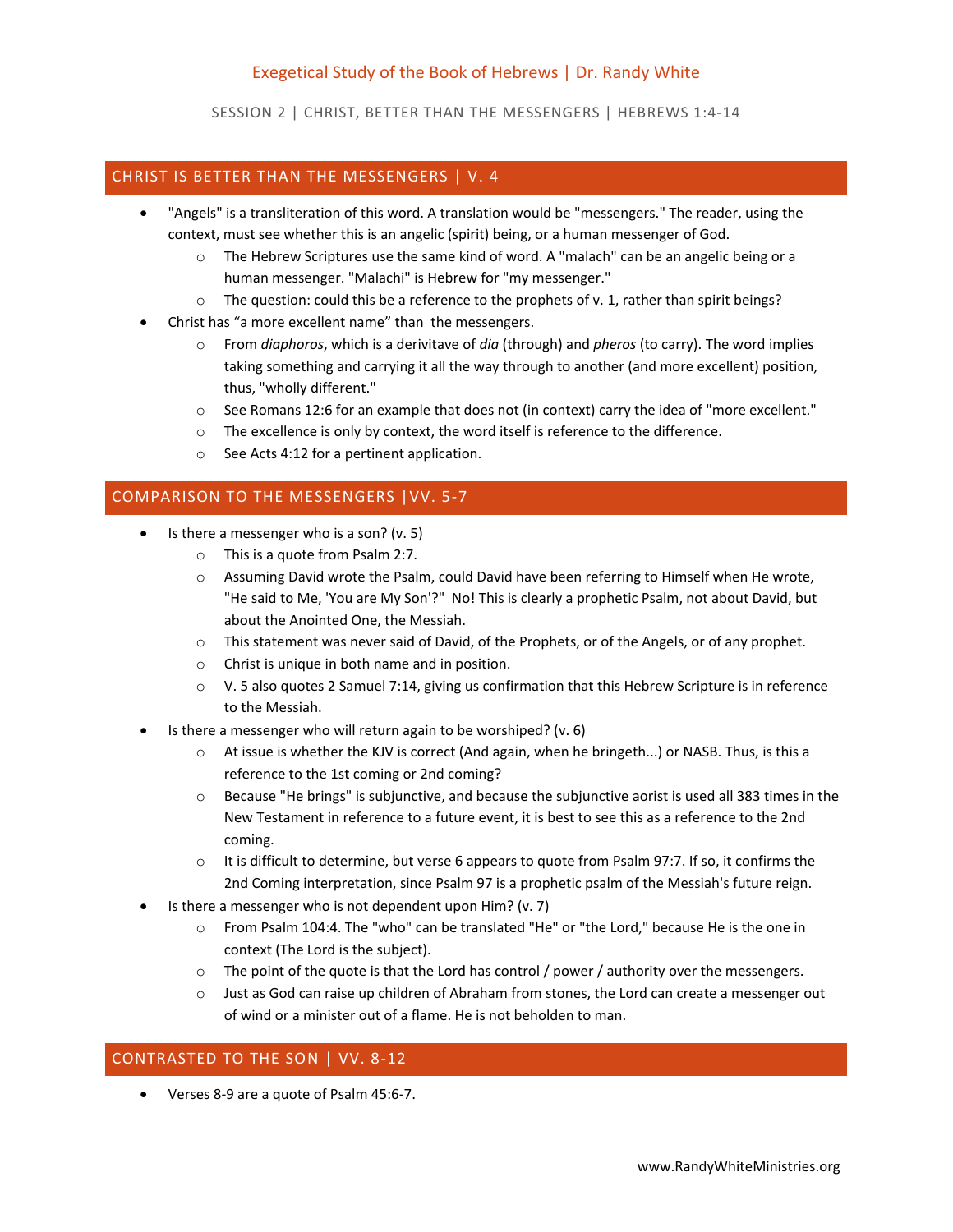# Exegetical Study of the Book of Hebrews | Dr. Randy White

SESSION 2 | CHRIST, BETTER THAN THE MESSENGERS | HEBREWS 1:4-14

## CHRIST IS BETTER THAN THE MESSENGERS | V. 4

- "Angels" is a transliteration of this word. A translation would be "messengers." The reader, using the context, must see whether this is an angelic (spirit) being, or a human messenger of God.
  - The Hebrew Scriptures use the same kind of word. A "malach" can be an angelic being or a human messenger. "Malachi" is Hebrew for "my messenger."
  - The question: could this be a reference to the prophets of v. 1, rather than spirit beings?
- Christ has "a more excellent name" than the messengers.
  - From *diaphoros*, which is a derivitave of *dia* (through) and *pheros* (to carry). The word implies taking something and carrying it all the way through to another (and more excellent) position, thus, "wholly different."
  - See Romans 12:6 for an example that does not (in context) carry the idea of "more excellent."
  - The excellence is only by context, the word itself is reference to the difference.
  - See Acts 4:12 for a pertinent application.

## COMPARISON TO THE MESSENGERS |VV. 5-7

- Is there a messenger who is a son? (v. 5)
  - This is a quote from Psalm 2:7.
  - Assuming David wrote the Psalm, could David have been referring to Himself when He wrote, "He said to Me, 'You are My Son'?" No! This is clearly a prophetic Psalm, not about David, but about the Anointed One, the Messiah.
  - This statement was never said of David, of the Prophets, or of the Angels, or of any prophet.
  - Christ is unique in both name and in position.
  - V. 5 also quotes 2 Samuel 7:14, giving us confirmation that this Hebrew Scripture is in reference to the Messiah.
- Is there a messenger who will return again to be worshiped? (v. 6)
  - At issue is whether the KJV is correct (And again, when he bringeth...) or NASB. Thus, is this a reference to the 1st coming or 2nd coming?
  - Because "He brings" is subjunctive, and because the subjunctive aorist is used all 383 times in the New Testament in reference to a future event, it is best to see this as a reference to the 2nd coming.
  - It is difficult to determine, but verse 6 appears to quote from Psalm 97:7. If so, it confirms the 2nd Coming interpretation, since Psalm 97 is a prophetic psalm of the Messiah's future reign.
- Is there a messenger who is not dependent upon Him? (v. 7)
  - From Psalm 104:4. The "who" can be translated "He" or "the Lord," because He is the one in context (The Lord is the subject).
  - The point of the quote is that the Lord has control / power / authority over the messengers.
  - Just as God can raise up children of Abraham from stones, the Lord can create a messenger out of wind or a minister out of a flame. He is not beholden to man.

## CONTRASTED TO THE SON | VV. 8-12

- Verses 8-9 are a quote of Psalm 45:6-7.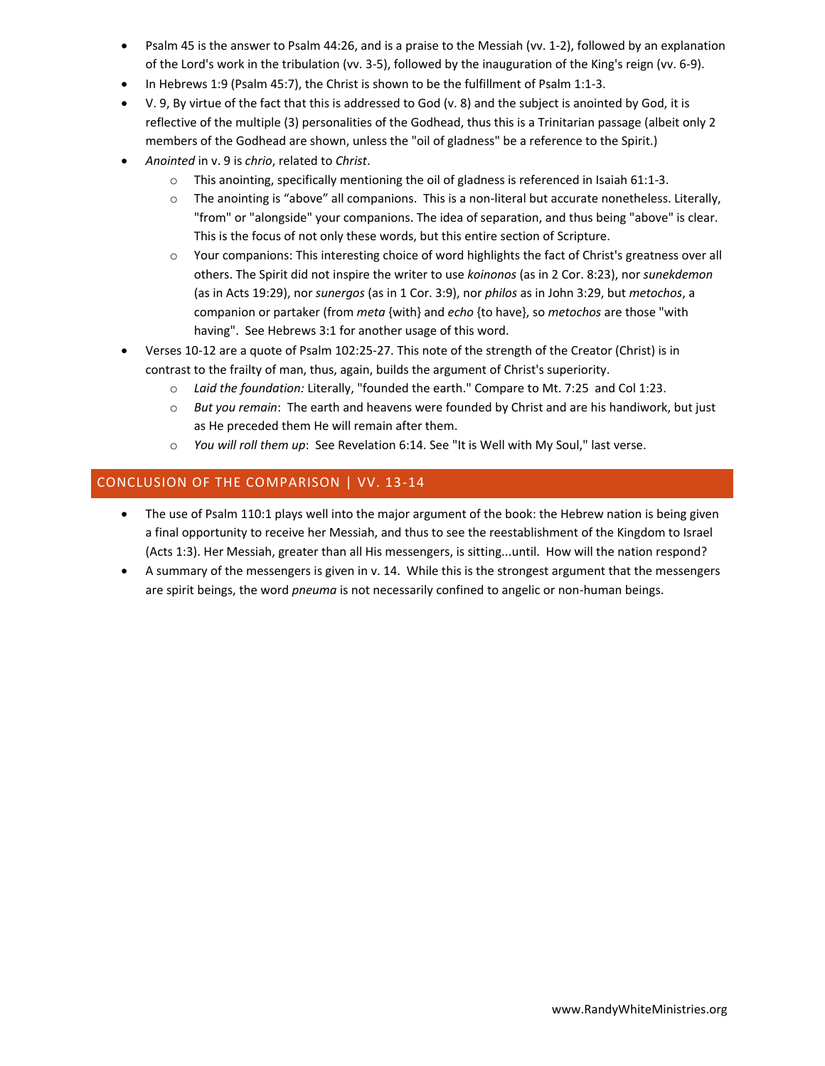- Psalm 45 is the answer to Psalm 44:26, and is a praise to the Messiah (vv. 1-2), followed by an explanation of the Lord's work in the tribulation (vv. 3-5), followed by the inauguration of the King's reign (vv. 6-9).
- In Hebrews 1:9 (Psalm 45:7), the Christ is shown to be the fulfillment of Psalm 1:1-3.
- V. 9, By virtue of the fact that this is addressed to God (v. 8) and the subject is anointed by God, it is reflective of the multiple (3) personalities of the Godhead, thus this is a Trinitarian passage (albeit only 2 members of the Godhead are shown, unless the "oil of gladness" be a reference to the Spirit.)
- *Anointed* in v. 9 is *chrio*, related to *Christ*.
  - This anointing, specifically mentioning the oil of gladness is referenced in Isaiah 61:1-3.
  - The anointing is "above" all companions. This is a non-literal but accurate nonetheless. Literally, "from" or "alongside" your companions. The idea of separation, and thus being "above" is clear. This is the focus of not only these words, but this entire section of Scripture.
  - Your companions: This interesting choice of word highlights the fact of Christ's greatness over all others. The Spirit did not inspire the writer to use *koinonos* (as in 2 Cor. 8:23), nor *sunekdemon* (as in Acts 19:29), nor *sunergos* (as in 1 Cor. 3:9), nor *philos* as in John 3:29, but *metochos*, a companion or partaker (from *meta* {with} and *echo* {to have}, so *metochos* are those "with having". See Hebrews 3:1 for another usage of this word.
- Verses 10-12 are a quote of Psalm 102:25-27. This note of the strength of the Creator (Christ) is in contrast to the frailty of man, thus, again, builds the argument of Christ's superiority.
  - *Laid the foundation:* Literally, "founded the earth." Compare to Mt. 7:25 and Col 1:23.
  - *But you remain*: The earth and heavens were founded by Christ and are his handiwork, but just as He preceded them He will remain after them.
  - *You will roll them up*: See Revelation 6:14. See "It is Well with My Soul," last verse.

## CONCLUSION OF THE COMPARISON | VV. 13-14

- The use of Psalm 110:1 plays well into the major argument of the book: the Hebrew nation is being given a final opportunity to receive her Messiah, and thus to see the reestablishment of the Kingdom to Israel (Acts 1:3). Her Messiah, greater than all His messengers, is sitting...until. How will the nation respond?
- A summary of the messengers is given in v. 14. While this is the strongest argument that the messengers are spirit beings, the word *pneuma* is not necessarily confined to angelic or non-human beings.